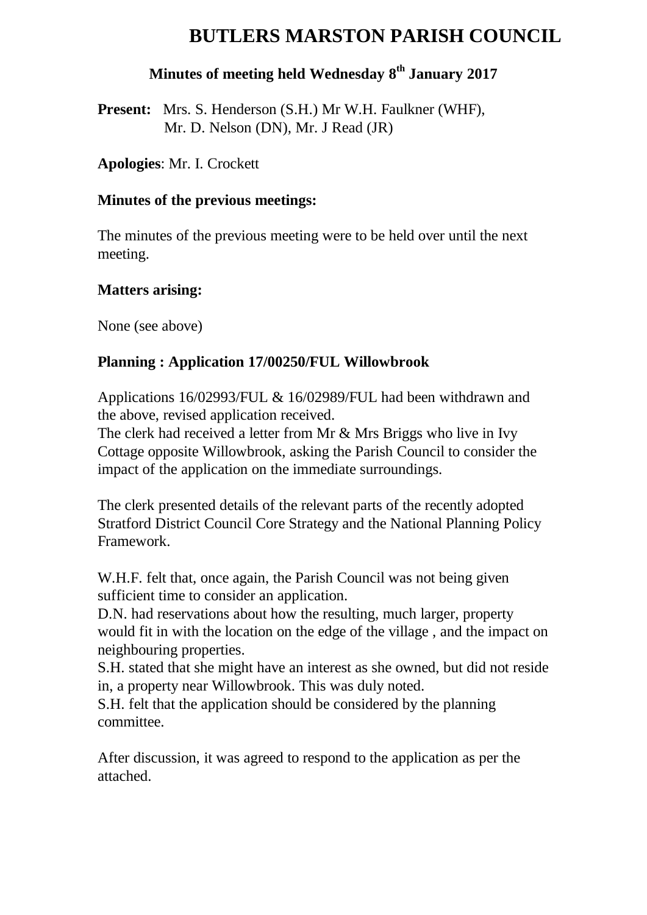# BUTLERS MARSTON PARISH COUNCIL

## Minutes of meeting held Wednesday 8th January 2017

**Present:** Mrs. S. Henderson (S.H.) Mr W.H. Faulkner (WHF), Mr. D. Nelson (DN), Mr. J Read (JR)

**Apologies**: Mr. I. Crockett

**Minutes of the previous meetings:**

The minutes of the previous meeting were to be held over until the next meeting.

**Matters arising:**

None (see above)

**Planning : Application 17/00250/FUL Willowbrook**

Applications 16/02993/FUL & 16/02989/FUL had been withdrawn and the above, revised application received.
The clerk had received a letter from Mr & Mrs Briggs who live in Ivy Cottage opposite Willowbrook, asking the Parish Council to consider the impact of the application on the immediate surroundings.

The clerk presented details of the relevant parts of the recently adopted Stratford District Council Core Strategy and the National Planning Policy Framework.

W.H.F. felt that, once again, the Parish Council was not being given sufficient time to consider an application.
D.N. had reservations about how the resulting, much larger, property would fit in with the location on the edge of the village , and the impact on neighbouring properties.
S.H. stated that she might have an interest as she owned, but did not reside in, a property near Willowbrook. This was duly noted.
S.H. felt that the application should be considered by the planning committee.

After discussion, it was agreed to respond to the application as per the attached.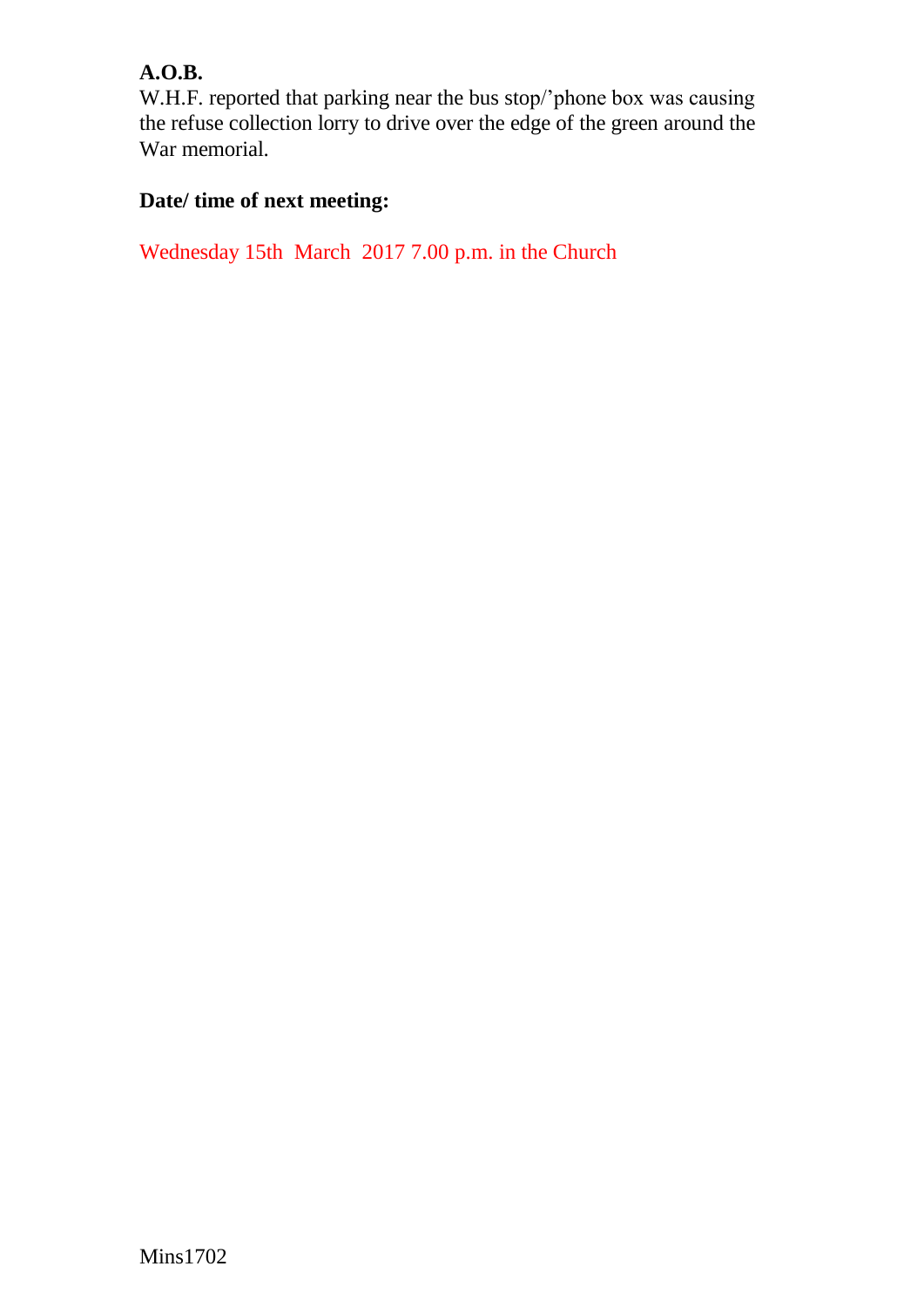**A.O.B.**

W.H.F. reported that parking near the bus stop/'phone box was causing the refuse collection lorry to drive over the edge of the green around the War memorial.

**Date/ time of next meeting:**

Wednesday 15th March 2017 7.00 p.m. in the Church

Mins1702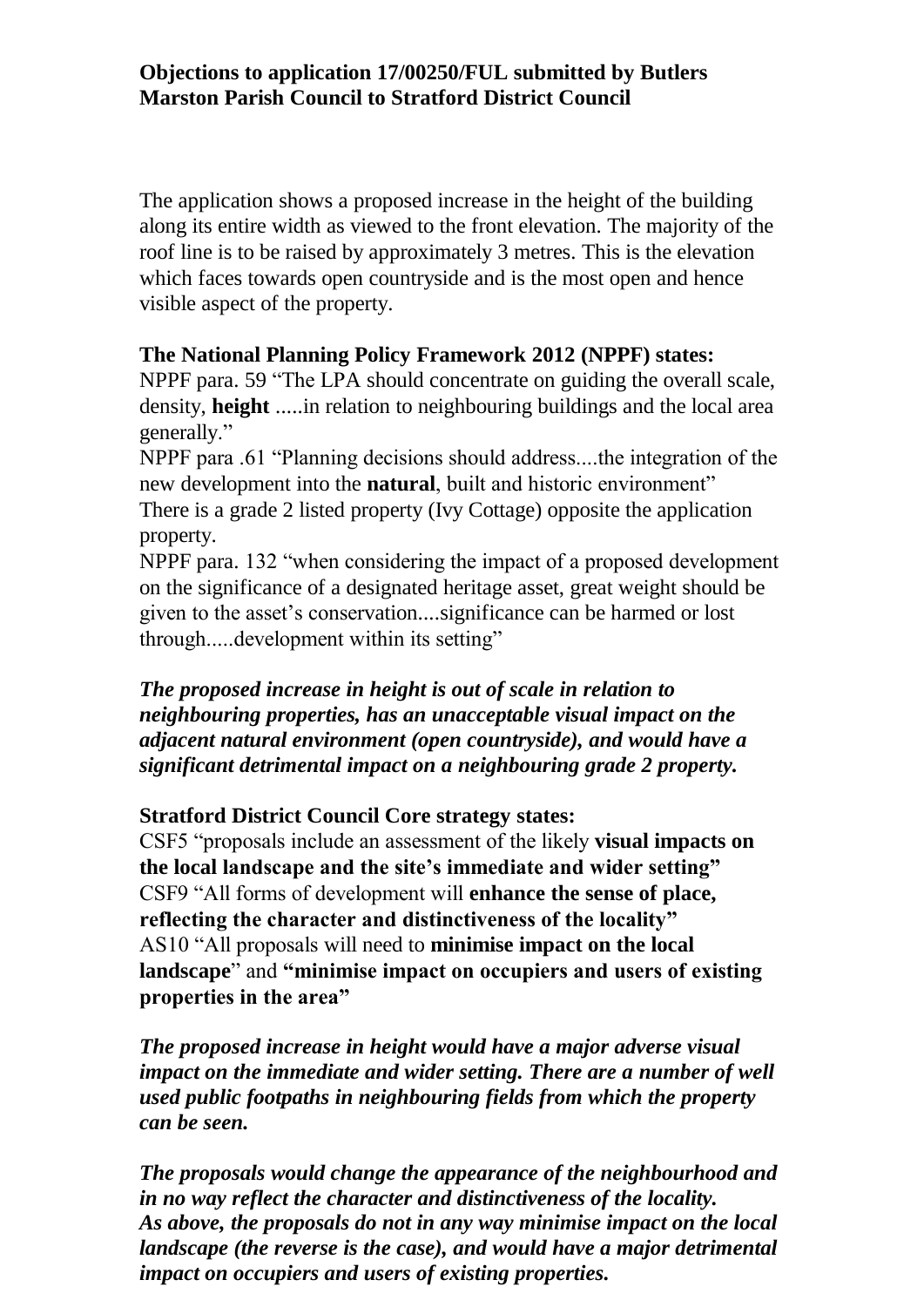**Objections to application 17/00250/FUL submitted by Butlers Marston Parish Council to Stratford District Council**

The application shows a proposed increase in the height of the building along its entire width as viewed to the front elevation. The majority of the roof line is to be raised by approximately 3 metres. This is the elevation which faces towards open countryside and is the most open and hence visible aspect of the property.

**The National Planning Policy Framework 2012 (NPPF) states:**
NPPF para. 59 "The LPA should concentrate on guiding the overall scale, density, **height** .....in relation to neighbouring buildings and the local area generally."
NPPF para .61 "Planning decisions should address....the integration of the new development into the **natural**, built and historic environment"
There is a grade 2 listed property (Ivy Cottage) opposite the application property.
NPPF para. 132 "when considering the impact of a proposed development on the significance of a designated heritage asset, great weight should be given to the asset's conservation....significance can be harmed or lost through.....development within its setting"

***The proposed increase in height is out of scale in relation to neighbouring properties, has an unacceptable visual impact on the adjacent natural environment (open countryside), and would have a significant detrimental impact on a neighbouring grade 2 property.***

**Stratford District Council Core strategy states:**
CSF5 "proposals include an assessment of the likely **visual impacts on the local landscape and the site's immediate and wider setting"**
CSF9 "All forms of development will **enhance the sense of place, reflecting the character and distinctiveness of the locality"**
AS10 "All proposals will need to **minimise impact on the local landscape**" and **"minimise impact on occupiers and users of existing properties in the area"**

***The proposed increase in height would have a major adverse visual impact on the immediate and wider setting. There are a number of well used public footpaths in neighbouring fields from which the property can be seen.***

***The proposals would change the appearance of the neighbourhood and in no way reflect the character and distinctiveness of the locality.***
***As above, the proposals do not in any way minimise impact on the local landscape (the reverse is the case), and would have a major detrimental impact on occupiers and users of existing properties.***